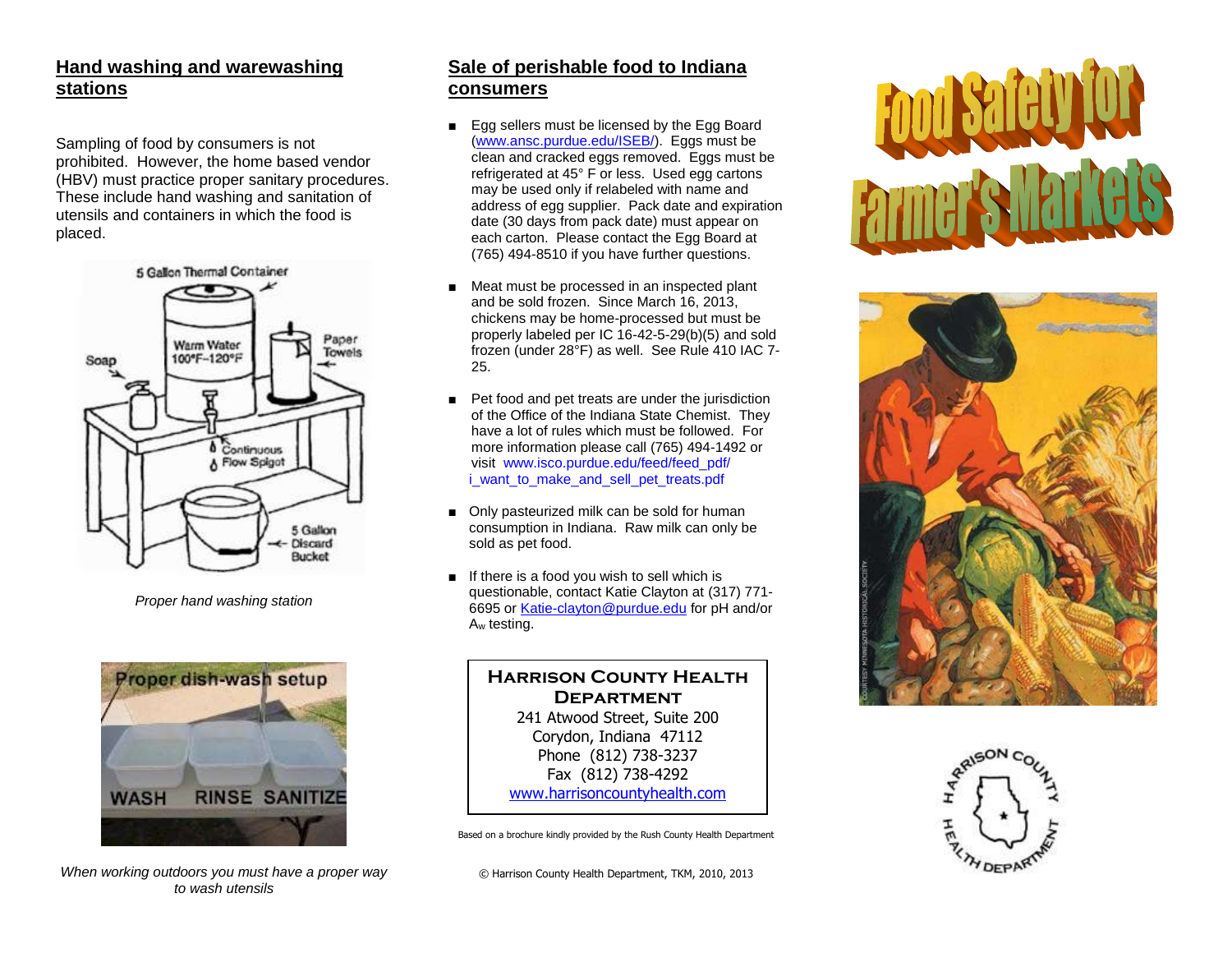## Hand washing and warewashing stations

Sampling of food by consumers is not prohibited. However, the home based vendor (HBV) must practice proper sanitary procedures. These include hand washing and sanitation of utensils and containers in which the food is placed.

*Proper hand washing station*

*When working outdoors you must have a proper way to wash utensils*

## Sale of perishable food to Indiana consumers

- Egg sellers must be licensed by the Egg Board (www.ansc.purdue.edu/ISEB/). Eggs must be clean and cracked eggs removed. Eggs must be refrigerated at 45° F or less. Used egg cartons may be used only if relabeled with name and address of egg supplier. Pack date and expiration date (30 days from pack date) must appear on each carton. Please contact the Egg Board at (765) 494-8510 if you have further questions.
- Meat must be processed in an inspected plant and be sold frozen. Since March 16, 2013, chickens may be home-processed but must be properly labeled per IC 16-42-5-29(b)(5) and sold frozen (under 28°F) as well. See Rule 410 IAC 7-25.
- Pet food and pet treats are under the jurisdiction of the Office of the Indiana State Chemist. They have a lot of rules which must be followed. For more information please call (765) 494-1492 or visit www.isco.purdue.edu/feed/feed_pdf/i_want_to_make_and_sell_pet_treats.pdf
- Only pasteurized milk can be sold for human consumption in Indiana. Raw milk can only be sold as pet food.
- If there is a food you wish to sell which is questionable, contact Katie Clayton at (317) 771-6695 or Katie-clayton@purdue.edu for pH and/or $A_w$ testing.

**Harrison County Health Department**
241 Atwood Street, Suite 200
Corydon, Indiana 47112
Phone (812) 738-3237
Fax (812) 738-4292
www.harrisoncountyhealth.com

Based on a brochure kindly provided by the Rush County Health Department

© Harrison County Health Department, TKM, 2010, 2013

# Food Safety for Farmer's Markets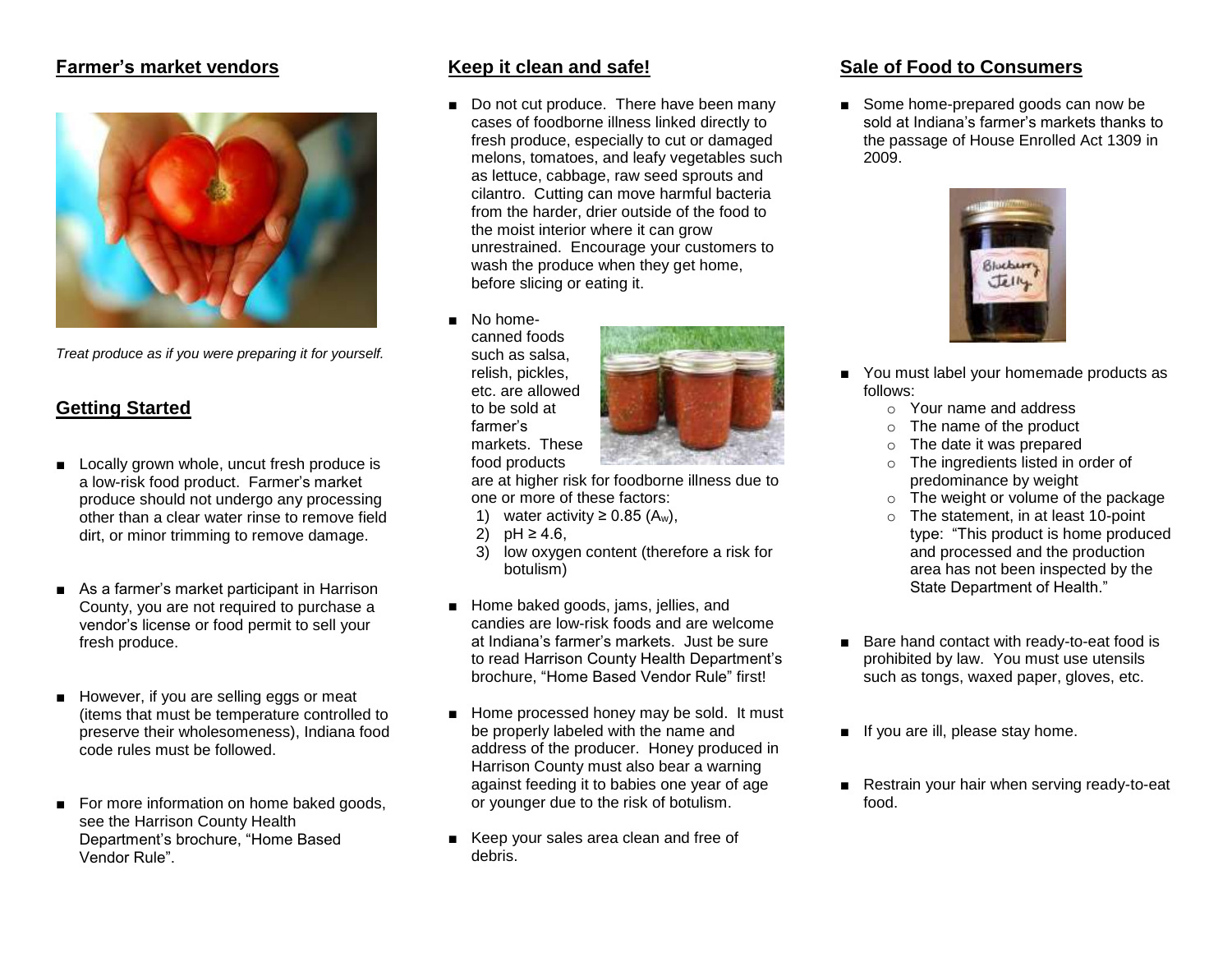## Farmer's market vendors

*Treat produce as if you were preparing it for yourself.*

## Getting Started

- Locally grown whole, uncut fresh produce is a low-risk food product. Farmer's market produce should not undergo any processing other than a clear water rinse to remove field dirt, or minor trimming to remove damage.
- As a farmer's market participant in Harrison County, you are not required to purchase a vendor's license or food permit to sell your fresh produce.
- However, if you are selling eggs or meat (items that must be temperature controlled to preserve their wholesomeness), Indiana food code rules must be followed.
- For more information on home baked goods, see the Harrison County Health Department's brochure, "Home Based Vendor Rule".

## Keep it clean and safe!

- Do not cut produce. There have been many cases of foodborne illness linked directly to fresh produce, especially to cut or damaged melons, tomatoes, and leafy vegetables such as lettuce, cabbage, raw seed sprouts and cilantro. Cutting can move harmful bacteria from the harder, drier outside of the food to the moist interior where it can grow unrestrained. Encourage your customers to wash the produce when they get home, before slicing or eating it.
- No home-canned foods such as salsa, relish, pickles, etc. are allowed to be sold at farmer's markets. These food products are at higher risk for foodborne illness due to one or more of these factors:
  1) water activity ≥ 0.85 ($A_w$),
  2) pH ≥ 4.6,
  3) low oxygen content (therefore a risk for botulism)
- Home baked goods, jams, jellies, and candies are low-risk foods and are welcome at Indiana's farmer's markets. Just be sure to read Harrison County Health Department's brochure, "Home Based Vendor Rule" first!
- Home processed honey may be sold. It must be properly labeled with the name and address of the producer. Honey produced in Harrison County must also bear a warning against feeding it to babies one year of age or younger due to the risk of botulism.
- Keep your sales area clean and free of debris.

## Sale of Food to Consumers

- Some home-prepared goods can now be sold at Indiana's farmer's markets thanks to the passage of House Enrolled Act 1309 in 2009.
- You must label your homemade products as follows:
  - Your name and address
  - The name of the product
  - The date it was prepared
  - The ingredients listed in order of predominance by weight
  - The weight or volume of the package
  - The statement, in at least 10-point type: "This product is home produced and processed and the production area has not been inspected by the State Department of Health."
- Bare hand contact with ready-to-eat food is prohibited by law. You must use utensils such as tongs, waxed paper, gloves, etc.
- If you are ill, please stay home.
- Restrain your hair when serving ready-to-eat food.